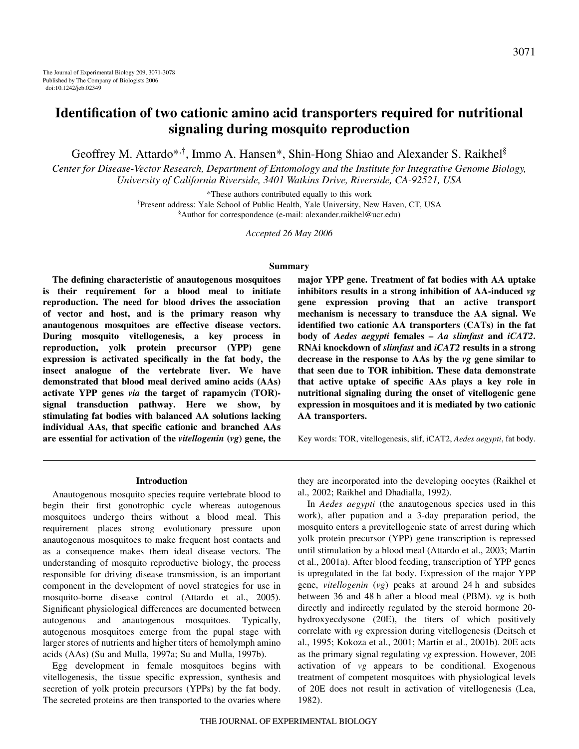# Identification of two cationic amino acid transporters required for nutritional signaling during mosquito reproduction

Geoffrey M. Attardo*[,†], Immo A. Hansen*, Shin-Hong Shiao and Alexander S. Raikhel[§]

*Center for Disease-Vector Research, Department of Entomology and the Institute for Integrative Genome Biology, University of California Riverside, 3401 Watkins Drive, Riverside, CA-92521, USA*

*These authors contributed equally to this work

[†]Present address: Yale School of Public Health, Yale University, New Haven, CT, USA

[§]Author for correspondence (e-mail: alexander.raikhel@ucr.edu)

*Accepted 26 May 2006*

## Summary

**The defining characteristic of anautogenous mosquitoes is their requirement for a blood meal to initiate reproduction. The need for blood drives the association of vector and host, and is the primary reason why anautogenous mosquitoes are effective disease vectors. During mosquito vitellogenesis, a key process in reproduction, yolk protein precursor (YPP) gene expression is activated specifically in the fat body, the insect analogue of the vertebrate liver. We have demonstrated that blood meal derived amino acids (AAs) activate YPP genes *via* the target of rapamycin (TOR)-signal transduction pathway. Here we show, by stimulating fat bodies with balanced AA solutions lacking individual AAs, that specific cationic and branched AAs are essential for activation of the *vitellogenin* (*vg*) gene, the major YPP gene. Treatment of fat bodies with AA uptake inhibitors results in a strong inhibition of AA-induced *vg* gene expression proving that an active transport mechanism is necessary to transduce the AA signal. We identified two cationic AA transporters (CATs) in the fat body of *Aedes aegypti* females – *Aa slimfast* and *iCAT2*. RNAi knockdown of *slimfast* and *iCAT2* results in a strong decrease in the response to AAs by the *vg* gene similar to that seen due to TOR inhibition. These data demonstrate that active uptake of specific AAs plays a key role in nutritional signaling during the onset of vitellogenic gene expression in mosquitoes and it is mediated by two cationic AA transporters.**

Key words: TOR, vitellogenesis, slif, iCAT2, *Aedes aegypti*, fat body.

## Introduction

Anautogenous mosquito species require vertebrate blood to begin their first gonotrophic cycle whereas autogenous mosquitoes undergo theirs without a blood meal. This requirement places strong evolutionary pressure upon anautogenous mosquitoes to make frequent host contacts and as a consequence makes them ideal disease vectors. The understanding of mosquito reproductive biology, the process responsible for driving disease transmission, is an important component in the development of novel strategies for use in mosquito-borne disease control (Attardo et al., 2005). Significant physiological differences are documented between autogenous and anautogenous mosquitoes. Typically, autogenous mosquitoes emerge from the pupal stage with larger stores of nutrients and higher titers of hemolymph amino acids (AAs) (Su and Mulla, 1997a; Su and Mulla, 1997b).

Egg development in female mosquitoes begins with vitellogenesis, the tissue specific expression, synthesis and secretion of yolk protein precursors (YPPs) by the fat body. The secreted proteins are then transported to the ovaries where they are incorporated into the developing oocytes (Raikhel et al., 2002; Raikhel and Dhadialla, 1992).

In *Aedes aegypti* (the anautogenous species used in this work), after pupation and a 3-day preparation period, the mosquito enters a previtellogenic state of arrest during which yolk protein precursor (YPP) gene transcription is repressed until stimulation by a blood meal (Attardo et al., 2003; Martin et al., 2001a). After blood feeding, transcription of YPP genes is upregulated in the fat body. Expression of the major YPP gene, *vitellogenin* (*vg*) peaks at around 24 h and subsides between 36 and 48 h after a blood meal (PBM). *vg* is both directly and indirectly regulated by the steroid hormone 20-hydroxyecdysone (20E), the titers of which positively correlate with *vg* expression during vitellogenesis (Deitsch et al., 1995; Kokoza et al., 2001; Martin et al., 2001b). 20E acts as the primary signal regulating *vg* expression. However, 20E activation of *vg* appears to be conditional. Exogenous treatment of competent mosquitoes with physiological levels of 20E does not result in activation of vitellogenesis (Lea, 1982).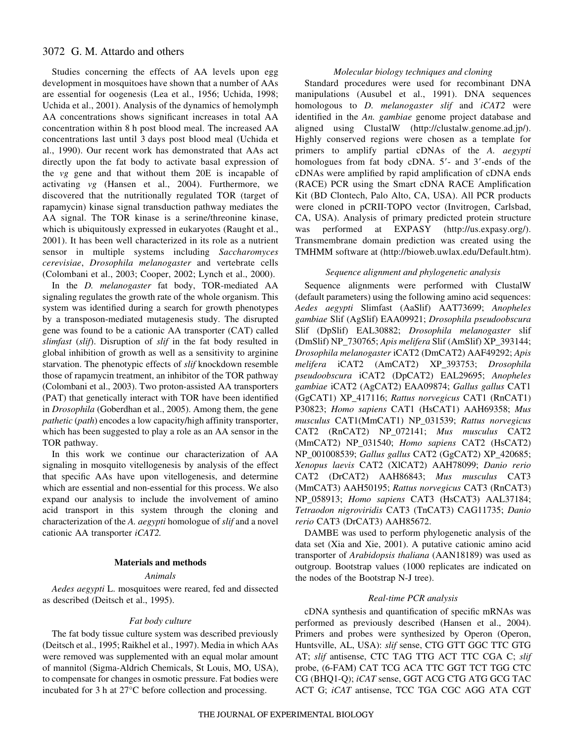Studies concerning the effects of AA levels upon egg development in mosquitoes have shown that a number of AAs are essential for oogenesis (Lea et al., 1956; Uchida, 1998; Uchida et al., 2001). Analysis of the dynamics of hemolymph AA concentrations shows significant increases in total AA concentration within 8 h post blood meal. The increased AA concentrations last until 3 days post blood meal (Uchida et al., 1990). Our recent work has demonstrated that AAs act directly upon the fat body to activate basal expression of the *vg* gene and that without them 20E is incapable of activating *vg* (Hansen et al., 2004). Furthermore, we discovered that the nutritionally regulated TOR (target of rapamycin) kinase signal transduction pathway mediates the AA signal. The TOR kinase is a serine/threonine kinase, which is ubiquitously expressed in eukaryotes (Raught et al., 2001). It has been well characterized in its role as a nutrient sensor in multiple systems including *Saccharomyces cerevisiae*, *Drosophila melanogaster* and vertebrate cells (Colombani et al., 2003; Cooper, 2002; Lynch et al., 2000).

In the *D. melanogaster* fat body, TOR-mediated AA signaling regulates the growth rate of the whole organism. This system was identified during a search for growth phenotypes by a transposon-mediated mutagenesis study. The disrupted gene was found to be a cationic AA transporter (CAT) called *slimfast* (*slif*). Disruption of *slif* in the fat body resulted in global inhibition of growth as well as a sensitivity to arginine starvation. The phenotypic effects of *slif* knockdown resemble those of rapamycin treatment, an inhibitor of the TOR pathway (Colombani et al., 2003). Two proton-assisted AA transporters (PAT) that genetically interact with TOR have been identified in *Drosophila* (Goberdhan et al., 2005). Among them, the gene *pathetic* (*path*) encodes a low capacity/high affinity transporter, which has been suggested to play a role as an AA sensor in the TOR pathway.

In this work we continue our characterization of AA signaling in mosquito vitellogenesis by analysis of the effect that specific AAs have upon vitellogenesis, and determine which are essential and non-essential for this process. We also expand our analysis to include the involvement of amino acid transport in this system through the cloning and characterization of the *A. aegypti* homologue of *slif* and a novel cationic AA transporter *iCAT2*.

## Materials and methods

### *Animals*

*Aedes aegypti* L. mosquitoes were reared, fed and dissected as described (Deitsch et al., 1995).

### *Fat body culture*

The fat body tissue culture system was described previously (Deitsch et al., 1995; Raikhel et al., 1997). Media in which AAs were removed was supplemented with an equal molar amount of mannitol (Sigma-Aldrich Chemicals, St Louis, MO, USA), to compensate for changes in osmotic pressure. Fat bodies were incubated for 3 h at 27°C before collection and processing.

### *Molecular biology techniques and cloning*

Standard procedures were used for recombinant DNA manipulations (Ausubel et al., 1991). DNA sequences homologous to *D. melanogaster slif* and *iCAT2* were identified in the *An. gambiae* genome project database and aligned using ClustalW (http://clustalw.genome.ad.jp/). Highly conserved regions were chosen as a template for primers to amplify partial cDNAs of the *A. aegypti* homologues from fat body cDNA. 5′- and 3′-ends of the cDNAs were amplified by rapid amplification of cDNA ends (RACE) PCR using the Smart cDNA RACE Amplification Kit (BD Clontech, Palo Alto, CA, USA). All PCR products were cloned in pCRII-TOPO vector (Invitrogen, Carlsbad, CA, USA). Analysis of primary predicted protein structure was performed at EXPASY (http://us.expasy.org/). Transmembrane domain prediction was created using the TMHMM software at (http://bioweb.uwlax.edu/Default.htm).

### *Sequence alignment and phylogenetic analysis*

Sequence alignments were performed with ClustalW (default parameters) using the following amino acid sequences: *Aedes aegypti* Slimfast (AaSlif) AAT73699; *Anopheles gambiae* Slif (AgSlif) EAA09921; *Drosophila pseudoobscura* Slif (DpSlif) EAL30882; *Drosophila melanogaster* slif (DmSlif) NP_730765; *Apis melifera* Slif (AmSlif) XP_393144; *Drosophila melanogaster* iCAT2 (DmCAT2) AAF49292; *Apis melifera* iCAT2 (AmCAT2) XP_393753; *Drosophila pseudoobscura* iCAT2 (DpCAT2) EAL29695; *Anopheles gambiae* iCAT2 (AgCAT2) EAA09874; *Gallus gallus* CAT1 (GgCAT1) XP_417116; *Rattus norvegicus* CAT1 (RnCAT1) P30823; *Homo sapiens* CAT1 (HsCAT1) AAH69358; *Mus musculus* CAT1(MmCAT1) NP_031539; *Rattus norvegicus* CAT2 (RnCAT2) NP_072141; *Mus musculus* CAT2 (MmCAT2) NP_031540; *Homo sapiens* CAT2 (HsCAT2) NP_001008539; *Gallus gallus* CAT2 (GgCAT2) XP_420685; *Xenopus laevis* CAT2 (XlCAT2) AAH78099; *Danio rerio* CAT2 (DrCAT2) AAH86843; *Mus musculus* CAT3 (MmCAT3) AAH50195; *Rattus norvegicus* CAT3 (RnCAT3) NP_058913; *Homo sapiens* CAT3 (HsCAT3) AAL37184; *Tetraodon nigroviridis* CAT3 (TnCAT3) CAG11735; *Danio rerio* CAT3 (DrCAT3) AAH85672.

DAMBE was used to perform phylogenetic analysis of the data set (Xia and Xie, 2001). A putative cationic amino acid transporter of *Arabidopsis thaliana* (AAN18189) was used as outgroup. Bootstrap values (1000 replicates are indicated on the nodes of the Bootstrap N-J tree).

### *Real-time PCR analysis*

cDNA synthesis and quantification of specific mRNAs was performed as previously described (Hansen et al., 2004). Primers and probes were synthesized by Operon (Operon, Huntsville, AL, USA): *slif* sense, CTG GTT GGC TTC GTG AT; *slif* antisense, CTC TAG TTG ACT TTC CGA C; *slif* probe, (6-FAM) CAT TCG ACA TTC GGT TCT TGG CTC CG (BHQ1-Q); *iCAT* sense, GGT ACG CTG ATG GCG TAC ACT G; *iCAT* antisense, TCC TGA CGC AGG ATA CGT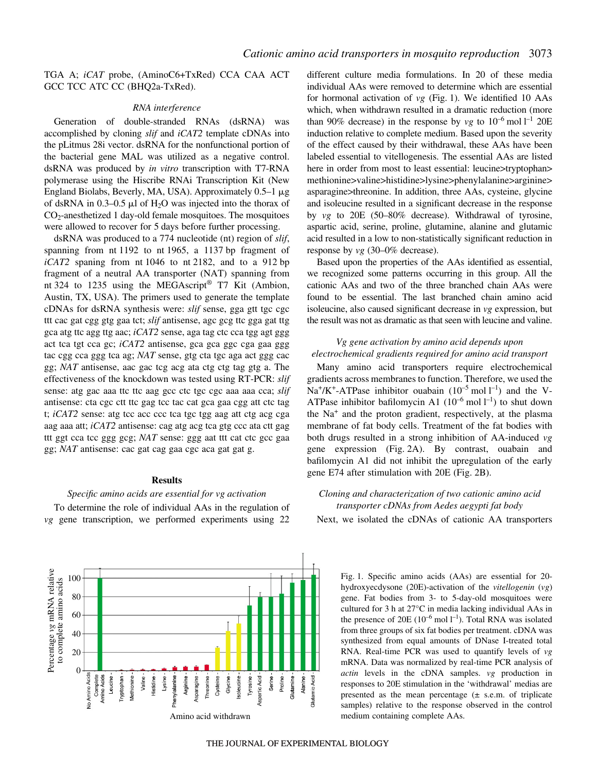TGA A; *iCAT* probe, (AminoC6+TxRed) CCA CAA ACT GCC TCC ATC CC (BHQ2a-TxRed).

### *RNA interference*

Generation of double-stranded RNAs (dsRNA) was accomplished by cloning *slif* and *iCAT2* template cDNAs into the pLitmus 28i vector. dsRNA for the nonfunctional portion of the bacterial gene MAL was utilized as a negative control. dsRNA was produced by *in vitro* transcription with T7-RNA polymerase using the Hiscribe RNAi Transcription Kit (New England Biolabs, Beverly, MA, USA). Approximately 0.5–1 μg of dsRNA in 0.3–0.5 μl of $H_2O$ was injected into the thorax of $CO_2$-anesthetized 1 day-old female mosquitoes. The mosquitoes were allowed to recover for 5 days before further processing.

dsRNA was produced to a 774 nucleotide (nt) region of *slif*, spanning from nt 1192 to nt 1965, a 1137 bp fragment of *iCAT2* spaning from nt 1046 to nt 2182, and to a 912 bp fragment of a neutral AA transporter (NAT) spanning from nt 324 to 1235 using the MEGAscript® T7 Kit (Ambion, Austin, TX, USA). The primers used to generate the template cDNAs for dsRNA synthesis were: *slif* sense, gga gtt tgc cgc ttt cac gat cgg gtg gaa tct; *slif* antisense, agc gcg ttc gga gat ttg gca atg ttc agg ttg aac; *iCAT2* sense, aga tag ctc cca tgg agt ggg act tca tgt cca gc; *iCAT2* antisense, gca gca ggc cga gaa ggg tac cgg cca ggg tca ag; *NAT* sense, gtg cta tgc aga act ggg cac gg; *NAT* antisense, aac gac tcg acg ata ctg ctg tag gtg a. The effectiveness of the knockdown was tested using RT-PCR: *slif* sense: atg gac aaa ttc ttc aag gcc ctc tgc cgc aaa aaa cca; *slif* antisense: cta cgc ctt ttc gag tcc tac cat gca gaa cgg att ctc tag t; *iCAT2* sense: atg tcc acc ccc tca tgc tgg aag att ctg acg cga aag aaa att; *iCAT2* antisense: cag atg acg tca gtg ccc ata ctt gag ttt ggt cca tcc ggg gcg; *NAT* sense: ggg aat ttt cat ctc gcc gaa gg; *NAT* antisense: cac gat cag gaa cgc aca gat gat g.

## Results

### *Specific amino acids are essential for vg activation*

To determine the role of individual AAs in the regulation of *vg* gene transcription, we performed experiments using 22 different culture media formulations. In 20 of these media individual AAs were removed to determine which are essential for hormonal activation of *vg* (Fig. 1). We identified 10 AAs which, when withdrawn resulted in a dramatic reduction (more than 90% decrease) in the response by *vg* to $10^{-6}$ mol $l^{-1}$ 20E induction relative to complete medium. Based upon the severity of the effect caused by their withdrawal, these AAs have been labeled essential to vitellogenesis. The essential AAs are listed here in order from most to least essential: leucine>tryptophan> methionine>valine>histidine>lysine>phenylalanine>arginine> asparagine>threonine. In addition, three AAs, cysteine, glycine and isoleucine resulted in a significant decrease in the response by *vg* to 20E (50–80% decrease). Withdrawal of tyrosine, aspartic acid, serine, proline, glutamine, alanine and glutamic acid resulted in a low to non-statistically significant reduction in response by *vg* (30–0% decrease).

Based upon the properties of the AAs identified as essential, we recognized some patterns occurring in this group. All the cationic AAs and two of the three branched chain AAs were found to be essential. The last branched chain amino acid isoleucine, also caused significant decrease in *vg* expression, but the result was not as dramatic as that seen with leucine and valine.

### *Vg gene activation by amino acid depends upon electrochemical gradients required for amino acid transport*

Many amino acid transporters require electrochemical gradients across membranes to function. Therefore, we used the $Na^+/K^+$-ATPase inhibitor ouabain ($10^{-5}$ mol $l^{-1}$) and the V-ATPase inhibitor bafilomycin A1 ($10^{-6}$ mol $l^{-1}$) to shut down the $Na^+$ and the proton gradient, respectively, at the plasma membrane of fat body cells. Treatment of the fat bodies with both drugs resulted in a strong inhibition of AA-induced *vg* gene expression (Fig. 2A). By contrast, ouabain and bafilomycin A1 did not inhibit the upregulation of the early gene E74 after stimulation with 20E (Fig. 2B).

### *Cloning and characterization of two cationic amino acid transporter cDNAs from Aedes aegypti fat body*

Next, we isolated the cDNAs of cationic AA transporters

Fig. 1. Specific amino acids (AAs) are essential for 20-hydroxyecdysone (20E)-activation of the *vitellogenin* (*vg*) gene. Fat bodies from 3- to 5-day-old mosquitoes were cultured for 3 h at 27°C in media lacking individual AAs in the presence of 20E ($10^{-6}$ mol $l^{-1}$). Total RNA was isolated from three groups of six fat bodies per treatment. cDNA was synthesized from equal amounts of DNase I-treated total RNA. Real-time PCR was used to quantify levels of *vg* mRNA. Data was normalized by real-time PCR analysis of *actin* levels in the cDNA samples. *vg* production in responses to 20E stimulation in the 'withdrawal' medias are presented as the mean percentage (± s.e.m. of triplicate samples) relative to the response observed in the control medium containing complete AAs.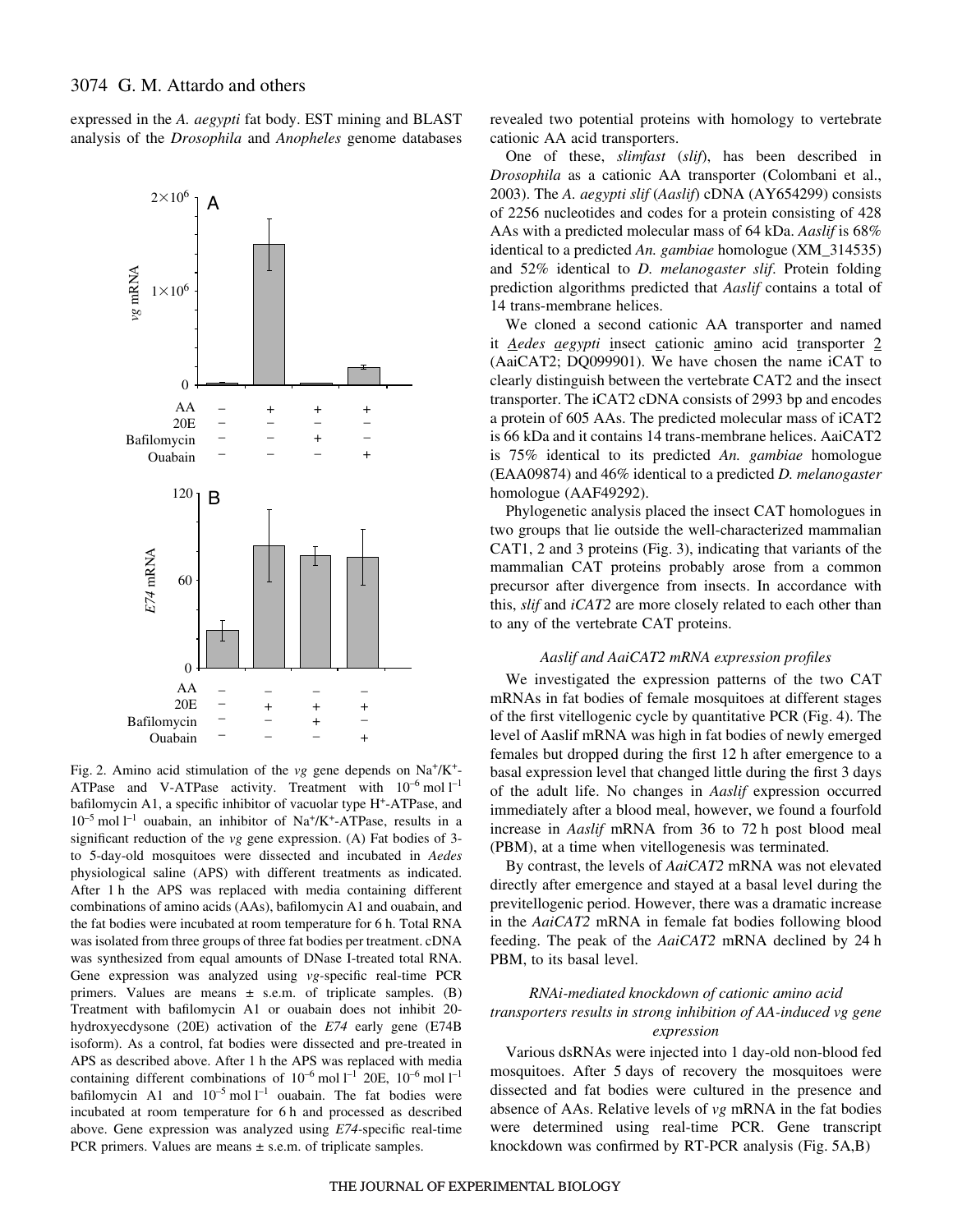expressed in the *A. aegypti* fat body. EST mining and BLAST analysis of the *Drosophila* and *Anopheles* genome databases revealed two potential proteins with homology to vertebrate cationic AA acid transporters.

One of these, *slimfast* (*slif*), has been described in *Drosophila* as a cationic AA transporter (Colombani et al., 2003). The *A. aegypti slif* (*Aaslif*) cDNA (AY654299) consists of 2256 nucleotides and codes for a protein consisting of 428 AAs with a predicted molecular mass of 64 kDa. *Aaslif* is 68% identical to a predicted *An. gambiae* homologue (XM_314535) and 52% identical to *D. melanogaster slif*. Protein folding prediction algorithms predicted that *Aaslif* contains a total of 14 trans-membrane helices.

We cloned a second cationic AA transporter and named it Aedes aegypti insect cationic amino acid transporter 2 (AaiCAT2; DQ099901). We have chosen the name iCAT to clearly distinguish between the vertebrate CAT2 and the insect transporter. The iCAT2 cDNA consists of 2993 bp and encodes a protein of 605 AAs. The predicted molecular mass of iCAT2 is 66 kDa and it contains 14 trans-membrane helices. AaiCAT2 is 75% identical to its predicted *An. gambiae* homologue (EAA09874) and 46% identical to a predicted *D. melanogaster* homologue (AAF49292).

Phylogenetic analysis placed the insect CAT homologues in two groups that lie outside the well-characterized mammalian CAT1, 2 and 3 proteins (Fig. 3), indicating that variants of the mammalian CAT proteins probably arose from a common precursor after divergence from insects. In accordance with this, *slif* and *iCAT2* are more closely related to each other than to any of the vertebrate CAT proteins.

Fig. 2. Amino acid stimulation of the *vg* gene depends on $Na^+/K^+$-ATPase and V-ATPase activity. Treatment with $10^{-6}$ mol $l^{-1}$ bafilomycin A1, a specific inhibitor of vacuolar type $H^+$-ATPase, and $10^{-5}$ mol $l^{-1}$ ouabain, an inhibitor of $Na^+/K^+$-ATPase, results in a significant reduction of the *vg* gene expression. (A) Fat bodies of 3- to 5-day-old mosquitoes were dissected and incubated in *Aedes* physiological saline (APS) with different treatments as indicated. After 1 h the APS was replaced with media containing different combinations of amino acids (AAs), bafilomycin A1 and ouabain, and the fat bodies were incubated at room temperature for 6 h. Total RNA was isolated from three groups of three fat bodies per treatment. cDNA was synthesized from equal amounts of DNase I-treated total RNA. Gene expression was analyzed using *vg*-specific real-time PCR primers. Values are means ± s.e.m. of triplicate samples. (B) Treatment with bafilomycin A1 or ouabain does not inhibit 20-hydroxyecdysone (20E) activation of the *E74* early gene (E74B isoform). As a control, fat bodies were dissected and pre-treated in APS as described above. After 1 h the APS was replaced with media containing different combinations of $10^{-6}$ mol $l^{-1}$ 20E, $10^{-6}$ mol $l^{-1}$ bafilomycin A1 and $10^{-5}$ mol $l^{-1}$ ouabain. The fat bodies were incubated at room temperature for 6 h and processed as described above. Gene expression was analyzed using *E74*-specific real-time PCR primers. Values are means ± s.e.m. of triplicate samples.

### *Aaslif and AaiCAT2 mRNA expression profiles*

We investigated the expression patterns of the two CAT mRNAs in fat bodies of female mosquitoes at different stages of the first vitellogenic cycle by quantitative PCR (Fig. 4). The level of Aaslif mRNA was high in fat bodies of newly emerged females but dropped during the first 12 h after emergence to a basal expression level that changed little during the first 3 days of the adult life. No changes in *Aaslif* expression occurred immediately after a blood meal, however, we found a fourfold increase in *Aaslif* mRNA from 36 to 72 h post blood meal (PBM), at a time when vitellogenesis was terminated.

By contrast, the levels of *AaiCAT2* mRNA was not elevated directly after emergence and stayed at a basal level during the previtellogenic period. However, there was a dramatic increase in the *AaiCAT2* mRNA in female fat bodies following blood feeding. The peak of the *AaiCAT2* mRNA declined by 24 h PBM, to its basal level.

### *RNAi-mediated knockdown of cationic amino acid transporters results in strong inhibition of AA-induced vg gene expression*

Various dsRNAs were injected into 1 day-old non-blood fed mosquitoes. After 5 days of recovery the mosquitoes were dissected and fat bodies were cultured in the presence and absence of AAs. Relative levels of *vg* mRNA in the fat bodies were determined using real-time PCR. Gene transcript knockdown was confirmed by RT-PCR analysis (Fig. 5A,B)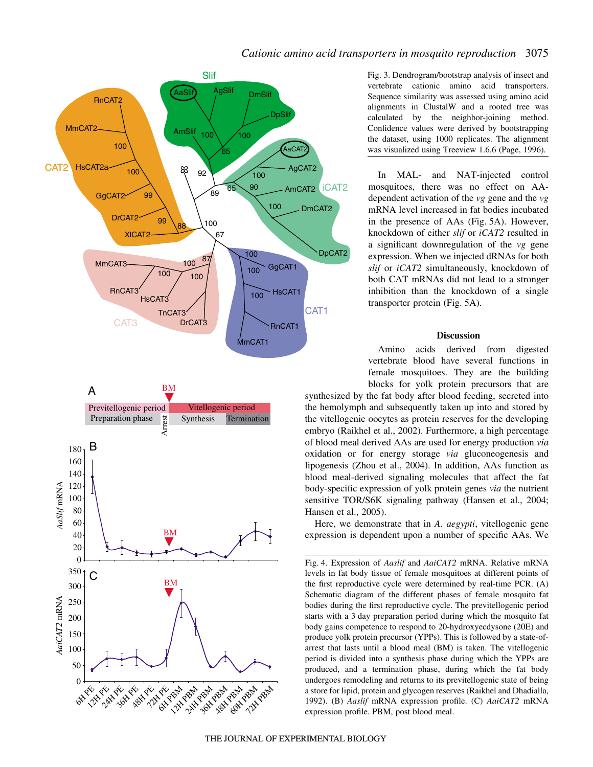Fig. 3. Dendrogram/bootstrap analysis of insect and vertebrate cationic amino acid transporters. Sequence similarity was assessed using amino acid alignments in ClustalW and a rooted tree was calculated by the neighbor-joining method. Confidence values were derived by bootstrapping the dataset, using 1000 replicates. The alignment was visualized using Treeview 1.6.6 (Page, 1996).

In MAL- and NAT-injected control mosquitoes, there was no effect on AA-dependent activation of the *vg* gene and the *vg* mRNA level increased in fat bodies incubated in the presence of AAs (Fig. 5A). However, knockdown of either *slif* or *iCAT2* resulted in a significant downregulation of the *vg* gene expression. When we injected dRNAs for both *slif* or *iCAT2* simultaneously, knockdown of both CAT mRNAs did not lead to a stronger inhibition than the knockdown of a single transporter protein (Fig. 5A).

## Discussion

Amino acids derived from digested vertebrate blood have several functions in female mosquitoes. They are the building blocks for yolk protein precursors that are synthesized by the fat body after blood feeding, secreted into the hemolymph and subsequently taken up into and stored by the vitellogenic oocytes as protein reserves for the developing embryo (Raikhel et al., 2002). Furthermore, a high percentage of blood meal derived AAs are used for energy production *via* oxidation or for energy storage *via* gluconeogenesis and lipogenesis (Zhou et al., 2004). In addition, AAs function as blood meal-derived signaling molecules that affect the fat body-specific expression of yolk protein genes *via* the nutrient sensitive TOR/S6K signaling pathway (Hansen et al., 2004; Hansen et al., 2005).

Here, we demonstrate that in *A. aegypti*, vitellogenic gene expression is dependent upon a number of specific AAs. We

Fig. 4. Expression of *Aaslif* and *AaiCAT2* mRNA. Relative mRNA levels in fat body tissue of female mosquitoes at different points of the first reproductive cycle were determined by real-time PCR. (A) Schematic diagram of the different phases of female mosquito fat bodies during the first reproductive cycle. The previtellogenic period starts with a 3 day preparation period during which the mosquito fat body gains competence to respond to 20-hydroxyecdysone (20E) and produce yolk protein precursor (YPPs). This is followed by a state-of-arrest that lasts until a blood meal (BM) is taken. The vitellogenic period is divided into a synthesis phase during which the YPPs are produced, and a termination phase, during which the fat body undergoes remodeling and returns to its previtellogenic state of being a store for lipid, protein and glycogen reserves (Raikhel and Dhadialla, 1992). (B) *Aaslif* mRNA expression profile. (C) *AaiCAT2* mRNA expression profile. PBM, post blood meal.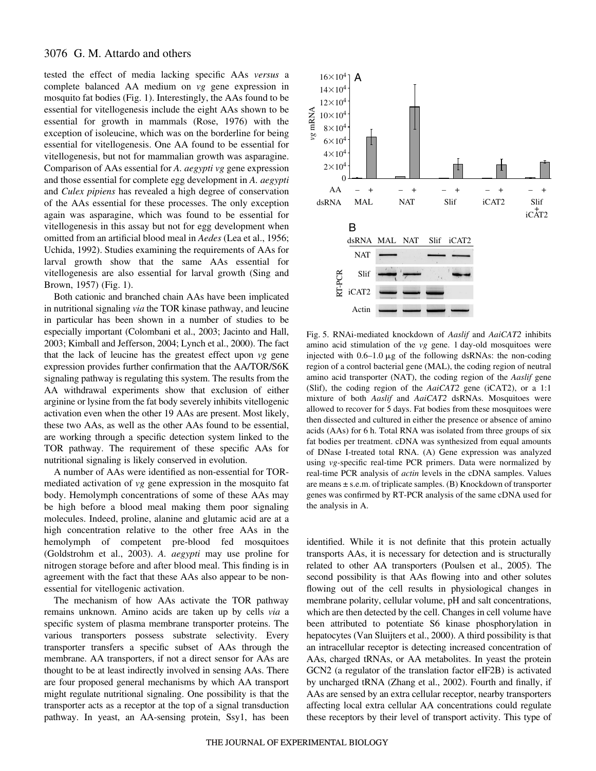tested the effect of media lacking specific AAs *versus* a complete balanced AA medium on *vg* gene expression in mosquito fat bodies (Fig. 1). Interestingly, the AAs found to be essential for vitellogenesis include the eight AAs shown to be essential for growth in mammals (Rose, 1976) with the exception of isoleucine, which was on the borderline for being essential for vitellogenesis. One AA found to be essential for vitellogenesis, but not for mammalian growth was asparagine. Comparison of AAs essential for *A. aegypti vg* gene expression and those essential for complete egg development in *A. aegypti* and *Culex pipiens* has revealed a high degree of conservation of the AAs essential for these processes. The only exception again was asparagine, which was found to be essential for vitellogenesis in this assay but not for egg development when omitted from an artificial blood meal in *Aedes* (Lea et al., 1956; Uchida, 1992). Studies examining the requirements of AAs for larval growth show that the same AAs essential for vitellogenesis are also essential for larval growth (Sing and Brown, 1957) (Fig. 1).

Both cationic and branched chain AAs have been implicated in nutritional signaling *via* the TOR kinase pathway, and leucine in particular has been shown in a number of studies to be especially important (Colombani et al., 2003; Jacinto and Hall, 2003; Kimball and Jefferson, 2004; Lynch et al., 2000). The fact that the lack of leucine has the greatest effect upon *vg* gene expression provides further confirmation that the AA/TOR/S6K signaling pathway is regulating this system. The results from the AA withdrawal experiments show that exclusion of either arginine or lysine from the fat body severely inhibits vitellogenic activation even when the other 19 AAs are present. Most likely, these two AAs, as well as the other AAs found to be essential, are working through a specific detection system linked to the TOR pathway. The requirement of these specific AAs for nutritional signaling is likely conserved in evolution.

A number of AAs were identified as non-essential for TOR-mediated activation of *vg* gene expression in the mosquito fat body. Hemolymph concentrations of some of these AAs may be high before a blood meal making them poor signaling molecules. Indeed, proline, alanine and glutamic acid are at a high concentration relative to the other free AAs in the hemolymph of competent pre-blood fed mosquitoes (Goldstrohm et al., 2003). *A. aegypti* may use proline for nitrogen storage before and after blood meal. This finding is in agreement with the fact that these AAs also appear to be non-essential for vitellogenic activation.

The mechanism of how AAs activate the TOR pathway remains unknown. Amino acids are taken up by cells *via* a specific system of plasma membrane transporter proteins. The various transporters possess substrate selectivity. Every transporter transfers a specific subset of AAs through the membrane. AA transporters, if not a direct sensor for AAs are thought to be at least indirectly involved in sensing AAs. There are four proposed general mechanisms by which AA transport might regulate nutritional signaling. One possibility is that the transporter acts as a receptor at the top of a signal transduction pathway. In yeast, an AA-sensing protein, Ssy1, has been identified. While it is not definite that this protein actually transports AAs, it is necessary for detection and is structurally related to other AA transporters (Poulsen et al., 2005). The second possibility is that AAs flowing into and other solutes flowing out of the cell results in physiological changes in membrane polarity, cellular volume, pH and salt concentrations, which are then detected by the cell. Changes in cell volume have been attributed to potentiate S6 kinase phosphorylation in hepatocytes (Van Sluijters et al., 2000). A third possibility is that an intracellular receptor is detecting increased concentration of AAs, charged tRNAs, or AA metabolites. In yeast the protein GCN2 (a regulator of the translation factor eIF2B) is activated by uncharged tRNA (Zhang et al., 2002). Fourth and finally, if AAs are sensed by an extra cellular receptor, nearby transporters affecting local extra cellular AA concentrations could regulate these receptors by their level of transport activity. This type of

Fig. 5. RNAi-mediated knockdown of *Aaslif* and *AaiCAT2* inhibits amino acid stimulation of the *vg* gene. 1 day-old mosquitoes were injected with 0.6–1.0 μg of the following dsRNAs: the non-coding region of a control bacterial gene (MAL), the coding region of neutral amino acid transporter (NAT), the coding region of the *Aaslif* gene (Slif), the coding region of the *AaiCAT2* gene (iCAT2), or a 1:1 mixture of both *Aaslif* and *AaiCAT2* dsRNAs. Mosquitoes were allowed to recover for 5 days. Fat bodies from these mosquitoes were then dissected and cultured in either the presence or absence of amino acids (AAs) for 6 h. Total RNA was isolated from three groups of six fat bodies per treatment. cDNA was synthesized from equal amounts of DNase I-treated total RNA. (A) Gene expression was analyzed using *vg*-specific real-time PCR primers. Data were normalized by real-time PCR analysis of *actin* levels in the cDNA samples. Values are means ± s.e.m. of triplicate samples. (B) Knockdown of transporter genes was confirmed by RT-PCR analysis of the same cDNA used for the analysis in A.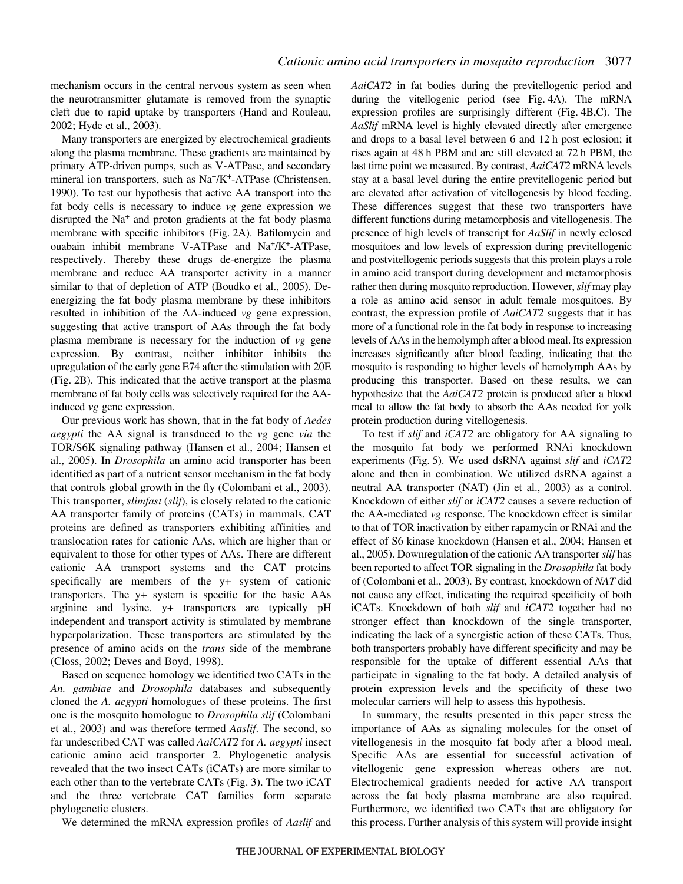mechanism occurs in the central nervous system as seen when the neurotransmitter glutamate is removed from the synaptic cleft due to rapid uptake by transporters (Hand and Rouleau, 2002; Hyde et al., 2003).

Many transporters are energized by electrochemical gradients along the plasma membrane. These gradients are maintained by primary ATP-driven pumps, such as V-ATPase, and secondary mineral ion transporters, such as $Na^{+}/K^{+}$-ATPase (Christensen, 1990). To test our hypothesis that active AA transport into the fat body cells is necessary to induce *vg* gene expression we disrupted the $Na^{+}$ and proton gradients at the fat body plasma membrane with specific inhibitors (Fig. 2A). Bafilomycin and ouabain inhibit membrane V-ATPase and $Na^{+}/K^{+}$-ATPase, respectively. Thereby these drugs de-energize the plasma membrane and reduce AA transporter activity in a manner similar to that of depletion of ATP (Boudko et al., 2005). De-energizing the fat body plasma membrane by these inhibitors resulted in inhibition of the AA-induced *vg* gene expression, suggesting that active transport of AAs through the fat body plasma membrane is necessary for the induction of *vg* gene expression. By contrast, neither inhibitor inhibits the upregulation of the early gene E74 after the stimulation with 20E (Fig. 2B). This indicated that the active transport at the plasma membrane of fat body cells was selectively required for the AA-induced *vg* gene expression.

Our previous work has shown, that in the fat body of *Aedes aegypti* the AA signal is transduced to the *vg* gene *via* the TOR/S6K signaling pathway (Hansen et al., 2004; Hansen et al., 2005). In *Drosophila* an amino acid transporter has been identified as part of a nutrient sensor mechanism in the fat body that controls global growth in the fly (Colombani et al., 2003). This transporter, *slimfast* (*slif*), is closely related to the cationic AA transporter family of proteins (CATs) in mammals. CAT proteins are defined as transporters exhibiting affinities and translocation rates for cationic AAs, which are higher than or equivalent to those for other types of AAs. There are different cationic AA transport systems and the CAT proteins specifically are members of the y+ system of cationic transporters. The y+ system is specific for the basic AAs arginine and lysine. y+ transporters are typically pH independent and transport activity is stimulated by membrane hyperpolarization. These transporters are stimulated by the presence of amino acids on the *trans* side of the membrane (Closs, 2002; Deves and Boyd, 1998).

Based on sequence homology we identified two CATs in the *An. gambiae* and *Drosophila* databases and subsequently cloned the *A. aegypti* homologues of these proteins. The first one is the mosquito homologue to *Drosophila slif* (Colombani et al., 2003) and was therefore termed *Aaslif*. The second, so far undescribed CAT was called *AaiCAT2* for *A. aegypti* insect cationic amino acid transporter 2. Phylogenetic analysis revealed that the two insect CATs (iCATs) are more similar to each other than to the vertebrate CATs (Fig. 3). The two iCAT and the three vertebrate CAT families form separate phylogenetic clusters.

We determined the mRNA expression profiles of *Aaslif* and *AaiCAT2* in fat bodies during the previtellogenic period and during the vitellogenic period (see Fig. 4A). The mRNA expression profiles are surprisingly different (Fig. 4B,C). The *AaSlif* mRNA level is highly elevated directly after emergence and drops to a basal level between 6 and 12 h post eclosion; it rises again at 48 h PBM and are still elevated at 72 h PBM, the last time point we measured. By contrast, *AaiCAT2* mRNA levels stay at a basal level during the entire previtellogenic period but are elevated after activation of vitellogenesis by blood feeding. These differences suggest that these two transporters have different functions during metamorphosis and vitellogenesis. The presence of high levels of transcript for *AaSlif* in newly eclosed mosquitoes and low levels of expression during previtellogenic and postvitellogenic periods suggests that this protein plays a role in amino acid transport during development and metamorphosis rather then during mosquito reproduction. However, *slif* may play a role as amino acid sensor in adult female mosquitoes. By contrast, the expression profile of *AaiCAT2* suggests that it has more of a functional role in the fat body in response to increasing levels of AAs in the hemolymph after a blood meal. Its expression increases significantly after blood feeding, indicating that the mosquito is responding to higher levels of hemolymph AAs by producing this transporter. Based on these results, we can hypothesize that the *AaiCAT2* protein is produced after a blood meal to allow the fat body to absorb the AAs needed for yolk protein production during vitellogenesis.

To test if *slif* and *iCAT2* are obligatory for AA signaling to the mosquito fat body we performed RNAi knockdown experiments (Fig. 5). We used dsRNA against *slif* and *iCAT2* alone and then in combination. We utilized dsRNA against a neutral AA transporter (NAT) (Jin et al., 2003) as a control. Knockdown of either *slif* or *iCAT2* causes a severe reduction of the AA-mediated *vg* response. The knockdown effect is similar to that of TOR inactivation by either rapamycin or RNAi and the effect of S6 kinase knockdown (Hansen et al., 2004; Hansen et al., 2005). Downregulation of the cationic AA transporter *slif* has been reported to affect TOR signaling in the *Drosophila* fat body of (Colombani et al., 2003). By contrast, knockdown of *NAT* did not cause any effect, indicating the required specificity of both iCATs. Knockdown of both *slif* and *iCAT2* together had no stronger effect than knockdown of the single transporter, indicating the lack of a synergistic action of these CATs. Thus, both transporters probably have different specificity and may be responsible for the uptake of different essential AAs that participate in signaling to the fat body. A detailed analysis of protein expression levels and the specificity of these two molecular carriers will help to assess this hypothesis.

In summary, the results presented in this paper stress the importance of AAs as signaling molecules for the onset of vitellogenesis in the mosquito fat body after a blood meal. Specific AAs are essential for successful activation of vitellogenic gene expression whereas others are not. Electrochemical gradients needed for active AA transport across the fat body plasma membrane are also required. Furthermore, we identified two CATs that are obligatory for this process. Further analysis of this system will provide insight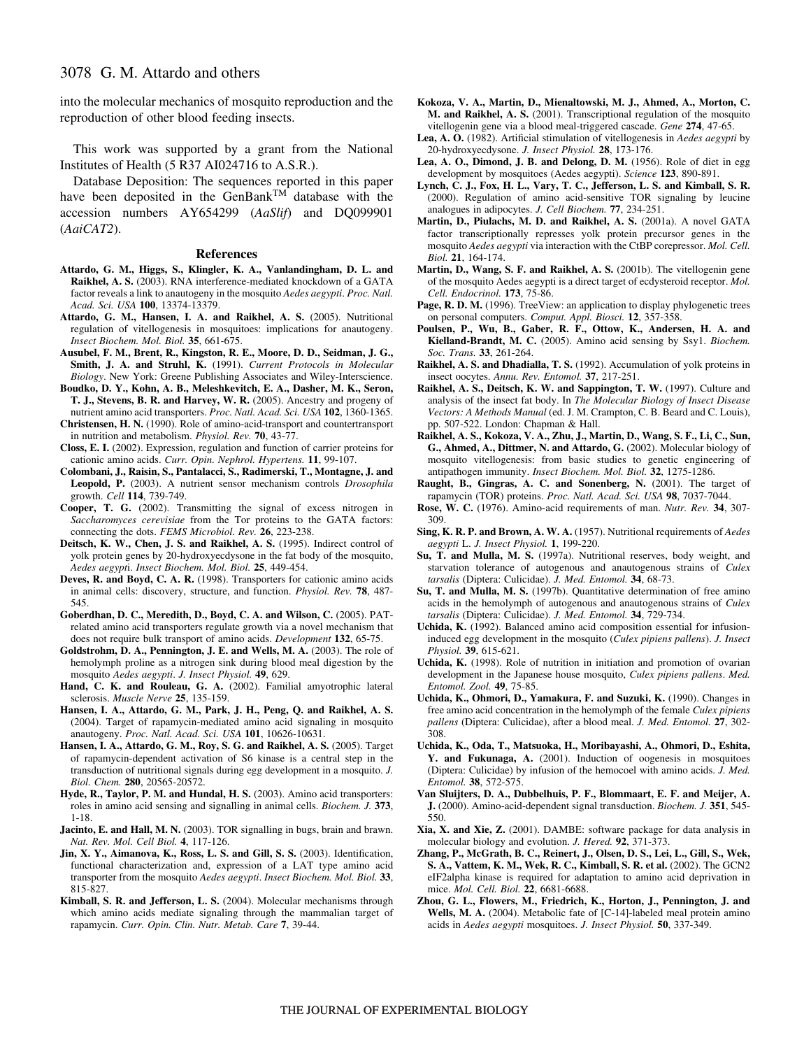into the molecular mechanics of mosquito reproduction and the reproduction of other blood feeding insects.

This work was supported by a grant from the National Institutes of Health (5 R37 AI024716 to A.S.R.).

Database Deposition: The sequences reported in this paper have been deposited in the GenBank$^{TM}$ database with the accession numbers AY654299 (*AaSlif*) and DQ099901 (*AaiCAT2*).

## References

**Attardo, G. M., Higgs, S., Klingler, K. A., Vanlandingham, D. L. and Raikhel, A. S.** (2003). RNA interference-mediated knockdown of a GATA factor reveals a link to anautogeny in the mosquito *Aedes aegypti*. *Proc. Natl. Acad. Sci. USA* **100**, 13374-13379.

**Attardo, G. M., Hansen, I. A. and Raikhel, A. S.** (2005). Nutritional regulation of vitellogenesis in mosquitoes: implications for anautogeny. *Insect Biochem. Mol. Biol.* **35**, 661-675.

**Ausubel, F. M., Brent, R., Kingston, R. E., Moore, D. D., Seidman, J. G., Smith, J. A. and Struhl, K.** (1991). *Current Protocols in Molecular Biology*. New York: Greene Publishing Associates and Wiley-Interscience.

**Boudko, D. Y., Kohn, A. B., Meleshkevitch, E. A., Dasher, M. K., Seron, T. J., Stevens, B. R. and Harvey, W. R.** (2005). Ancestry and progeny of nutrient amino acid transporters. *Proc. Natl. Acad. Sci. USA* **102**, 1360-1365.

**Christensen, H. N.** (1990). Role of amino-acid-transport and countertransport in nutrition and metabolism. *Physiol. Rev.* **70**, 43-77.

**Closs, E. I.** (2002). Expression, regulation and function of carrier proteins for cationic amino acids. *Curr. Opin. Nephrol. Hypertens.* **11**, 99-107.

**Colombani, J., Raisin, S., Pantalacci, S., Radimerski, T., Montagne, J. and Leopold, P.** (2003). A nutrient sensor mechanism controls *Drosophila* growth. *Cell* **114**, 739-749.

**Cooper, T. G.** (2002). Transmitting the signal of excess nitrogen in *Saccharomyces cerevisiae* from the Tor proteins to the GATA factors: connecting the dots. *FEMS Microbiol. Rev.* **26**, 223-238.

**Deitsch, K. W., Chen, J. S. and Raikhel, A. S.** (1995). Indirect control of yolk protein genes by 20-hydroxyecdysone in the fat body of the mosquito, *Aedes aegypt*i. *Insect Biochem. Mol. Biol.* **25**, 449-454.

**Deves, R. and Boyd, C. A. R.** (1998). Transporters for cationic amino acids in animal cells: discovery, structure, and function. *Physiol. Rev.* **78**, 487-545.

**Goberdhan, D. C., Meredith, D., Boyd, C. A. and Wilson, C.** (2005). PAT-related amino acid transporters regulate growth via a novel mechanism that does not require bulk transport of amino acids. *Development* **132**, 65-75.

**Goldstrohm, D. A., Pennington, J. E. and Wells, M. A.** (2003). The role of hemolymph proline as a nitrogen sink during blood meal digestion by the mosquito *Aedes aegypti*. *J. Insect Physiol.* **49**, 629.

**Hand, C. K. and Rouleau, G. A.** (2002). Familial amyotrophic lateral sclerosis. *Muscle Nerve* **25**, 135-159.

**Hansen, I. A., Attardo, G. M., Park, J. H., Peng, Q. and Raikhel, A. S.** (2004). Target of rapamycin-mediated amino acid signaling in mosquito anautogeny. *Proc. Natl. Acad. Sci. USA* **101**, 10626-10631.

**Hansen, I. A., Attardo, G. M., Roy, S. G. and Raikhel, A. S.** (2005). Target of rapamycin-dependent activation of S6 kinase is a central step in the transduction of nutritional signals during egg development in a mosquito. *J. Biol. Chem.* **280**, 20565-20572.

**Hyde, R., Taylor, P. M. and Hundal, H. S.** (2003). Amino acid transporters: roles in amino acid sensing and signalling in animal cells. *Biochem. J.* **373**, 1-18.

**Jacinto, E. and Hall, M. N.** (2003). TOR signalling in bugs, brain and brawn. *Nat. Rev. Mol. Cell Biol.* **4**, 117-126.

**Jin, X. Y., Aimanova, K., Ross, L. S. and Gill, S. S.** (2003). Identification, functional characterization and, expression of a LAT type amino acid transporter from the mosquito *Aedes aegypti*. *Insect Biochem. Mol. Biol.* **33**, 815-827.

**Kimball, S. R. and Jefferson, L. S.** (2004). Molecular mechanisms through which amino acids mediate signaling through the mammalian target of rapamycin. *Curr. Opin. Clin. Nutr. Metab. Care* **7**, 39-44.

**Kokoza, V. A., Martin, D., Mienaltowski, M. J., Ahmed, A., Morton, C. M. and Raikhel, A. S.** (2001). Transcriptional regulation of the mosquito vitellogenin gene via a blood meal-triggered cascade. *Gene* **274**, 47-65.

**Lea, A. O.** (1982). Artificial stimulation of vitellogenesis in *Aedes aegypti* by 20-hydroxyecdysone. *J. Insect Physiol.* **28**, 173-176.

**Lea, A. O., Dimond, J. B. and Delong, D. M.** (1956). Role of diet in egg development by mosquitoes (Aedes aegypti). *Science* **123**, 890-891.

**Lynch, C. J., Fox, H. L., Vary, T. C., Jefferson, L. S. and Kimball, S. R.** (2000). Regulation of amino acid-sensitive TOR signaling by leucine analogues in adipocytes. *J. Cell Biochem.* **77**, 234-251.

**Martin, D., Piulachs, M. D. and Raikhel, A. S.** (2001a). A novel GATA factor transcriptionally represses yolk protein precursor genes in the mosquito *Aedes aegypti* via interaction with the CtBP corepressor. *Mol. Cell. Biol.* **21**, 164-174.

**Martin, D., Wang, S. F. and Raikhel, A. S.** (2001b). The vitellogenin gene of the mosquito Aedes aegypti is a direct target of ecdysteroid receptor. *Mol. Cell. Endocrinol.* **173**, 75-86.

**Page, R. D. M.** (1996). TreeView: an application to display phylogenetic trees on personal computers. *Comput. Appl. Biosci.* **12**, 357-358.

**Poulsen, P., Wu, B., Gaber, R. F., Ottow, K., Andersen, H. A. and Kielland-Brandt, M. C.** (2005). Amino acid sensing by Ssy1. *Biochem. Soc. Trans.* **33**, 261-264.

**Raikhel, A. S. and Dhadialla, T. S.** (1992). Accumulation of yolk proteins in insect oocytes. *Annu. Rev. Entomol.* **37**, 217-251.

**Raikhel, A. S., Deitsch, K. W. and Sappington, T. W.** (1997). Culture and analysis of the insect fat body. In *The Molecular Biology of Insect Disease Vectors: A Methods Manual* (ed. J. M. Crampton, C. B. Beard and C. Louis), pp. 507-522. London: Chapman & Hall.

**Raikhel, A. S., Kokoza, V. A., Zhu, J., Martin, D., Wang, S. F., Li, C., Sun, G., Ahmed, A., Dittmer, N. and Attardo, G.** (2002). Molecular biology of mosquito vitellogenesis: from basic studies to genetic engineering of antipathogen immunity. *Insect Biochem. Mol. Biol.* **32**, 1275-1286.

**Raught, B., Gingras, A. C. and Sonenberg, N.** (2001). The target of rapamycin (TOR) proteins. *Proc. Natl. Acad. Sci. USA* **98**, 7037-7044.

**Rose, W. C.** (1976). Amino-acid requirements of man. *Nutr. Rev.* **34**, 307-309.

**Sing, K. R. P. and Brown, A. W. A.** (1957). Nutritional requirements of *Aedes aegypti* L. *J. Insect Physiol.* **1**, 199-220.

**Su, T. and Mulla, M. S.** (1997a). Nutritional reserves, body weight, and starvation tolerance of autogenous and anautogenous strains of *Culex tarsalis* (Diptera: Culicidae). *J. Med. Entomol.* **34**, 68-73.

**Su, T. and Mulla, M. S.** (1997b). Quantitative determination of free amino acids in the hemolymph of autogenous and anautogenous strains of *Culex tarsalis* (Diptera: Culicidae). *J. Med. Entomol.* **34**, 729-734.

**Uchida, K.** (1992). Balanced amino acid composition essential for infusion-induced egg development in the mosquito (*Culex pipiens pallens*). *J. Insect Physiol.* **39**, 615-621.

**Uchida, K.** (1998). Role of nutrition in initiation and promotion of ovarian development in the Japanese house mosquito, *Culex pipiens pallens*. *Med. Entomol. Zool.* **49**, 75-85.

**Uchida, K., Ohmori, D., Yamakura, F. and Suzuki, K.** (1990). Changes in free amino acid concentration in the hemolymph of the female *Culex pipiens pallens* (Diptera: Culicidae), after a blood meal. *J. Med. Entomol.* **27**, 302-308.

**Uchida, K., Oda, T., Matsuoka, H., Moribayashi, A., Ohmori, D., Eshita, Y. and Fukunaga, A.** (2001). Induction of oogenesis in mosquitoes (Diptera: Culicidae) by infusion of the hemocoel with amino acids. *J. Med. Entomol.* **38**, 572-575.

**Van Sluijters, D. A., Dubbelhuis, P. F., Blommaart, E. F. and Meijer, A. J.** (2000). Amino-acid-dependent signal transduction. *Biochem. J.* **351**, 545-550.

**Xia, X. and Xie, Z.** (2001). DAMBE: software package for data analysis in molecular biology and evolution. *J. Hered.* **92**, 371-373.

**Zhang, P., McGrath, B. C., Reinert, J., Olsen, D. S., Lei, L., Gill, S., Wek, S. A., Vattem, K. M., Wek, R. C., Kimball, S. R. et al.** (2002). The GCN2 eIF2alpha kinase is required for adaptation to amino acid deprivation in mice. *Mol. Cell. Biol.* **22**, 6681-6688.

**Zhou, G. L., Flowers, M., Friedrich, K., Horton, J., Pennington, J. and Wells, M. A.** (2004). Metabolic fate of [C-14]-labeled meal protein amino acids in *Aedes aegypti* mosquitoes. *J. Insect Physiol.* **50**, 337-349.